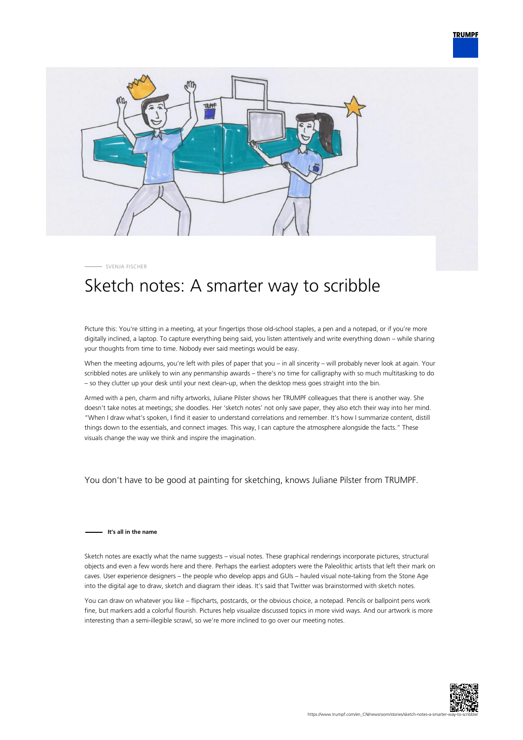SVENJA FISCHER

# Sketch notes: A smarter way to scribble

Picture this: You're sitting in a meeting, at your fingertips those old-school staples, a pen and a notepad, or if you're more digitally inclined, a laptop. To capture everything being said, you listen attentively and write everything down – while sharing your thoughts from time to time. Nobody ever said meetings would be easy.

When the meeting adjourns, you're left with piles of paper that you – in all sincerity – will probably never look at again. Your scribbled notes are unlikely to win any penmanship awards – there's no time for calligraphy with so much multitasking to do – so they clutter up your desk until your next clean-up, when the desktop mess goes straight into the bin.

Armed with a pen, charm and nifty artworks, Juliane Pilster shows her TRUMPF colleagues that there is another way. She doesn't take notes at meetings; she doodles. Her 'sketch notes' not only save paper, they also etch their way into her mind. "When I draw what's spoken, I find it easier to understand correlations and remember. It's how I summarize content, distill things down to the essentials, and connect images. This way, I can capture the atmosphere alongside the facts." These visuals change the way we think and inspire the imagination.

You don't have to be good at painting for sketching, knows Juliane Pilster from TRUMPF.

### It's all in the name

Sketch notes are exactly what the name suggests – visual notes. These graphical renderings incorporate pictures, structural objects and even a few words here and there. Perhaps the earliest adopters were the Paleolithic artists that left their mark on caves. User experience designers – the people who develop apps and GUIs – hauled visual note-taking from the Stone Age into the digital age to draw, sketch and diagram their ideas. It's said that Twitter was brainstormed with sketch notes.

You can draw on whatever you like – flipcharts, postcards, or the obvious choice, a notepad. Pencils or ballpoint pens work fine, but markers add a colorful flourish. Pictures help visualize discussed topics in more vivid ways. And our artwork is more interesting than a semi-illegible scrawl, so we're more inclined to go over our meeting notes.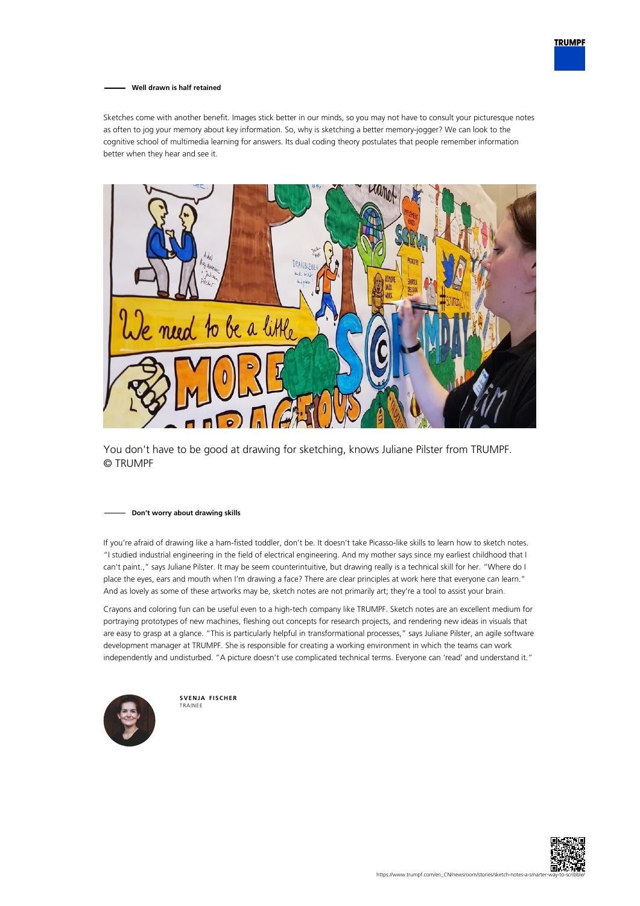### Well drawn is half retained

Sketches come with another benefit. Images stick better in our minds, so you may not have to consult your picturesque notes as often to jog your memory about key information. So, why is sketching a better memory-jogger? We can look to the cognitive school of multimedia learning for answers. Its dual coding theory postulates that people remember information better when they hear and see it.

You don't have to be good at drawing for sketching, knows Juliane Pilster from TRUMPF. © TRUMPF

### Don't worry about drawing skills

If you're afraid of drawing like a ham-fisted toddler, don't be. It doesn't take Picasso-like skills to learn how to sketch notes. "I studied industrial engineering in the field of electrical engineering. And my mother says since my earliest childhood that I can't paint.," says Juliane Pilster. It may be seem counterintuitive, but drawing really is a technical skill for her. "Where do I place the eyes, ears and mouth when I'm drawing a face? There are clear principles at work here that everyone can learn." And as lovely as some of these artworks may be, sketch notes are not primarily art; they're a tool to assist your brain.

Crayons and coloring fun can be useful even to a high-tech company like TRUMPF. Sketch notes are an excellent medium for portraying prototypes of new machines, fleshing out concepts for research projects, and rendering new ideas in visuals that are easy to grasp at a glance. "This is particularly helpful in transformational processes," says Juliane Pilster, an agile software development manager at TRUMPF. She is responsible for creating a working environment in which the teams can work independently and undisturbed. "A picture doesn't use complicated technical terms. Everyone can 'read' and understand it."

**SVENJA FISCHER**
TRAINEE

https://www.trumpf.com/en_CN/newsroom/stories/sketch-notes-a-smarter-way-to-scribble/